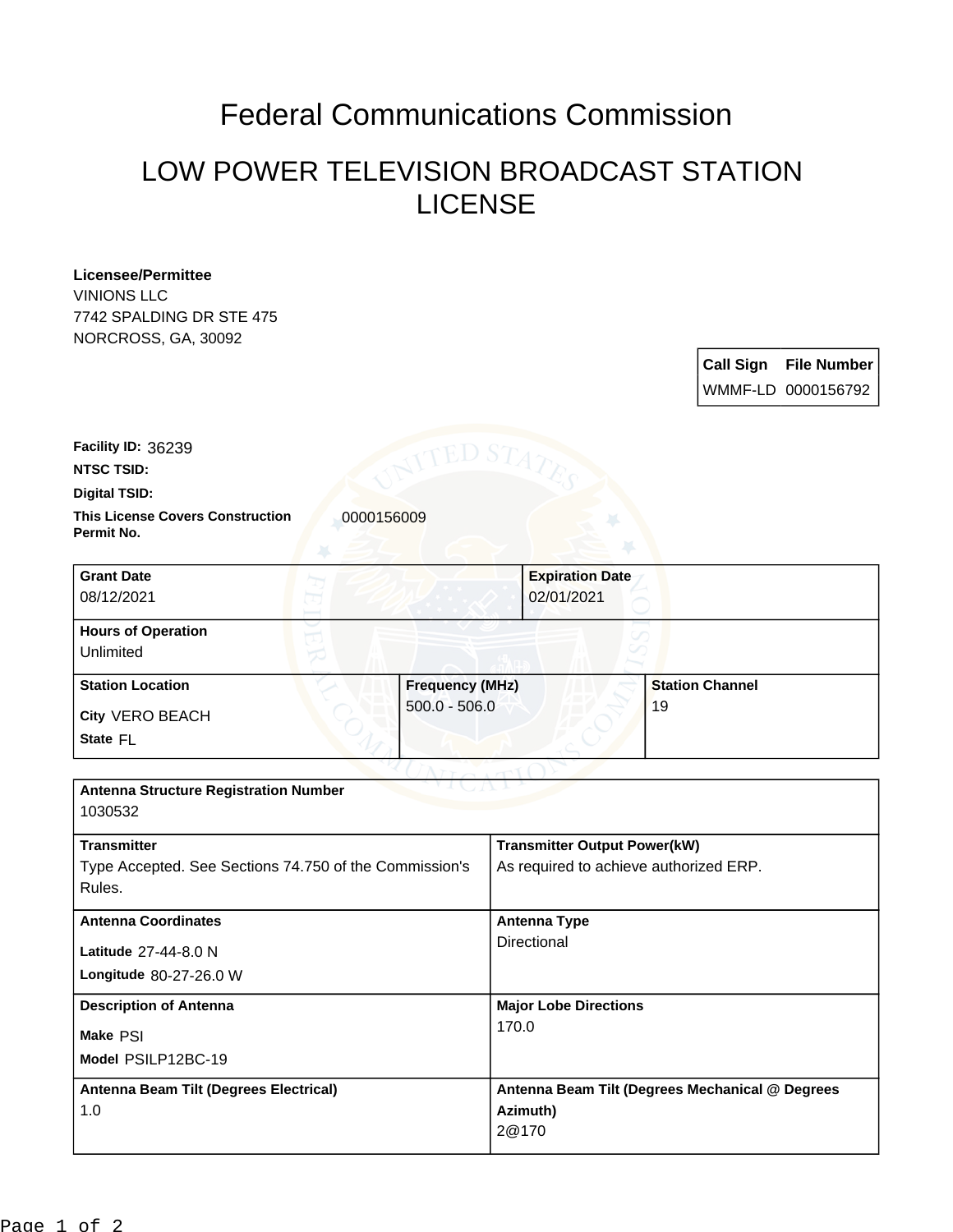# Federal Communications Commission

## LOW POWER TELEVISION BROADCAST STATION LICENSE

**Licensee/Permittee**
VINIONS LLC
7742 SPALDING DR STE 475
NORCROSS, GA, 30092

| Call Sign | File Number |
|---|---|
| WMMF-LD | 0000156792 |

**Facility ID:** 36239

**NTSC TSID:**

**Digital TSID:**

**This License Covers Construction Permit No.** 0000156009

| Grant Date | Expiration Date |
|---|---|
| 08/12/2021 | 02/01/2021 |

**Hours of Operation**
Unlimited

| Station Location | Frequency (MHz) | Station Channel |
|---|---|---|
| City VERO BEACH<br>State FL | 500.0 - 506.0 | 19 |

**Antenna Structure Registration Number**
1030532

| Transmitter | Transmitter Output Power(kW) |
|---|---|
| Type Accepted. See Sections 74.750 of the Commission's Rules. | As required to achieve authorized ERP. |

| Antenna Coordinates | Antenna Type |
|---|---|
| Latitude 27-44-8.0 N<br>Longitude 80-27-26.0 W | Directional |

| Description of Antenna | Major Lobe Directions |
|---|---|
| Make PSI<br>Model PSILP12BC-19 | 170.0 |

| Antenna Beam Tilt (Degrees Electrical) | Antenna Beam Tilt (Degrees Mechanical @ Degrees Azimuth) |
|---|---|
| 1.0 | 2@170 |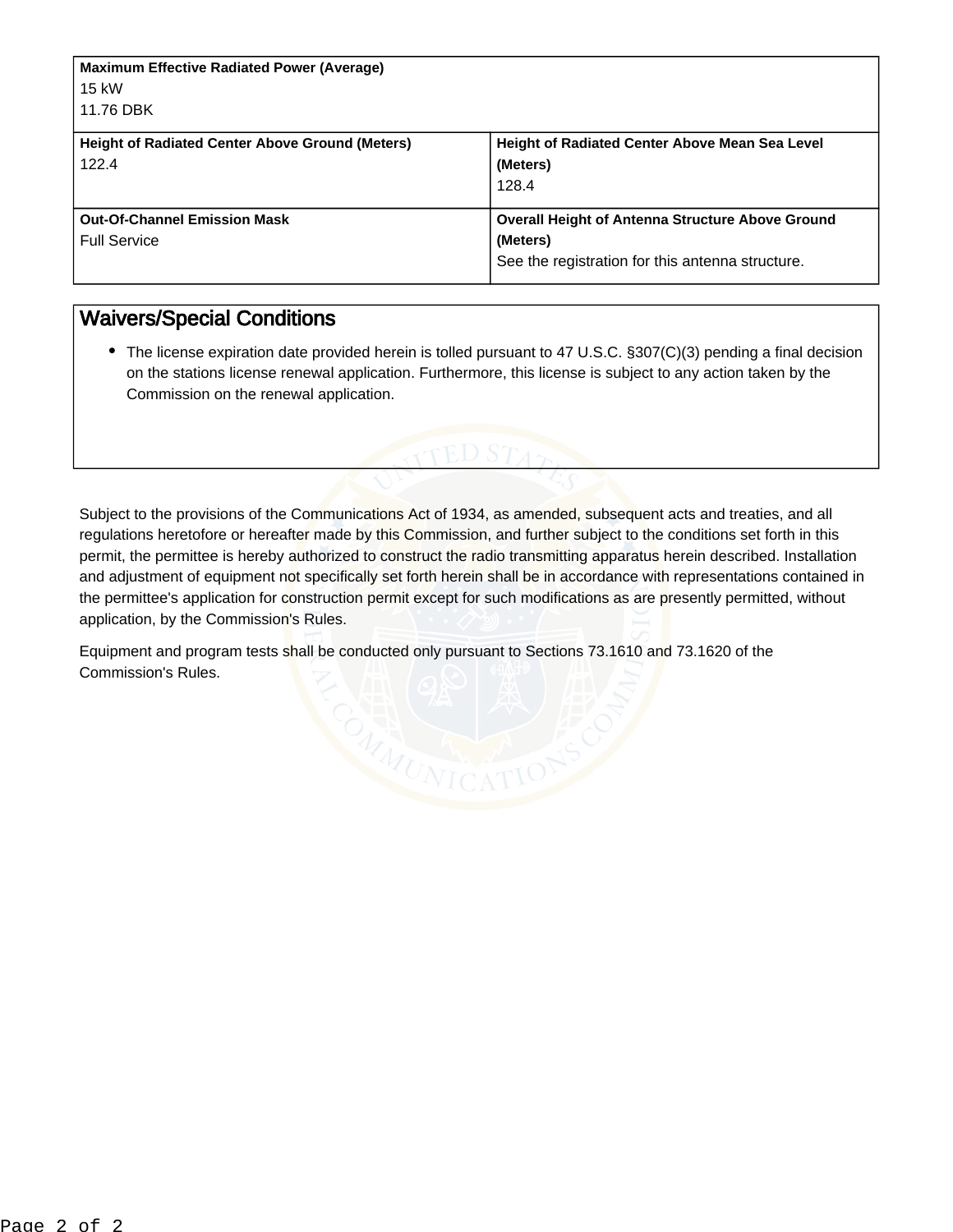| Maximum Effective Radiated Power (Average) | |
|---|---|
| 15 kW<br>11.76 DBK | |
| **Height of Radiated Center Above Ground (Meters)**<br>122.4 | **Height of Radiated Center Above Mean Sea Level (Meters)**<br>128.4 |
| **Out-Of-Channel Emission Mask**<br>Full Service | **Overall Height of Antenna Structure Above Ground (Meters)**<br>See the registration for this antenna structure. |

## Waivers/Special Conditions

- The license expiration date provided herein is tolled pursuant to 47 U.S.C. §307(C)(3) pending a final decision on the stations license renewal application. Furthermore, this license is subject to any action taken by the Commission on the renewal application.

Subject to the provisions of the Communications Act of 1934, as amended, subsequent acts and treaties, and all regulations heretofore or hereafter made by this Commission, and further subject to the conditions set forth in this permit, the permittee is hereby authorized to construct the radio transmitting apparatus herein described. Installation and adjustment of equipment not specifically set forth herein shall be in accordance with representations contained in the permittee's application for construction permit except for such modifications as are presently permitted, without application, by the Commission's Rules.

Equipment and program tests shall be conducted only pursuant to Sections 73.1610 and 73.1620 of the Commission's Rules.